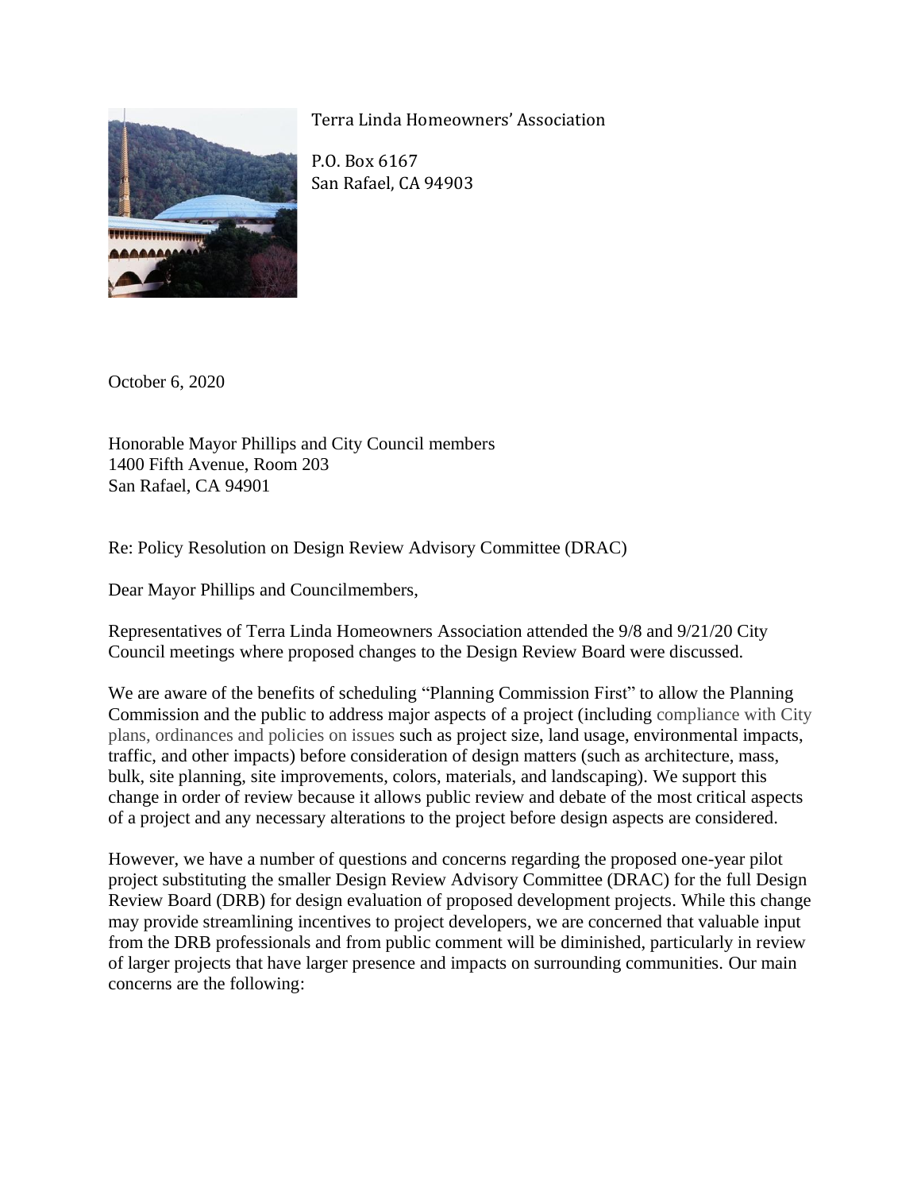Terra Linda Homeowners' Association

P.O. Box 6167
San Rafael, CA 94903

October 6, 2020

Honorable Mayor Phillips and City Council members
1400 Fifth Avenue, Room 203
San Rafael, CA 94901

Re: Policy Resolution on Design Review Advisory Committee (DRAC)

Dear Mayor Phillips and Councilmembers,

Representatives of Terra Linda Homeowners Association attended the 9/8 and 9/21/20 City Council meetings where proposed changes to the Design Review Board were discussed.

We are aware of the benefits of scheduling "Planning Commission First" to allow the Planning Commission and the public to address major aspects of a project (including compliance with City plans, ordinances and policies on issues such as project size, land usage, environmental impacts, traffic, and other impacts) before consideration of design matters (such as architecture, mass, bulk, site planning, site improvements, colors, materials, and landscaping). We support this change in order of review because it allows public review and debate of the most critical aspects of a project and any necessary alterations to the project before design aspects are considered.

However, we have a number of questions and concerns regarding the proposed one-year pilot project substituting the smaller Design Review Advisory Committee (DRAC) for the full Design Review Board (DRB) for design evaluation of proposed development projects. While this change may provide streamlining incentives to project developers, we are concerned that valuable input from the DRB professionals and from public comment will be diminished, particularly in review of larger projects that have larger presence and impacts on surrounding communities. Our main concerns are the following: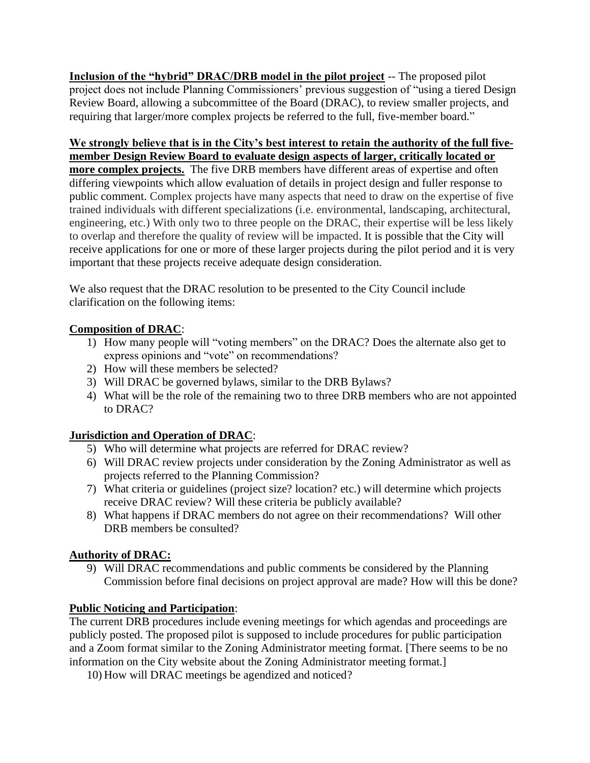**Inclusion of the "hybrid" DRAC/DRB model in the pilot project** -- The proposed pilot project does not include Planning Commissioners' previous suggestion of "using a tiered Design Review Board, allowing a subcommittee of the Board (DRAC), to review smaller projects, and requiring that larger/more complex projects be referred to the full, five-member board."

**We strongly believe that is in the City's best interest to retain the authority of the full five-member Design Review Board to evaluate design aspects of larger, critically located or more complex projects.** The five DRB members have different areas of expertise and often differing viewpoints which allow evaluation of details in project design and fuller response to public comment. Complex projects have many aspects that need to draw on the expertise of five trained individuals with different specializations (i.e. environmental, landscaping, architectural, engineering, etc.) With only two to three people on the DRAC, their expertise will be less likely to overlap and therefore the quality of review will be impacted. It is possible that the City will receive applications for one or more of these larger projects during the pilot period and it is very important that these projects receive adequate design consideration.

We also request that the DRAC resolution to be presented to the City Council include clarification on the following items:

**Composition of DRAC**:

1) How many people will "voting members" on the DRAC? Does the alternate also get to express opinions and "vote" on recommendations?
2) How will these members be selected?
3) Will DRAC be governed bylaws, similar to the DRB Bylaws?
4) What will be the role of the remaining two to three DRB members who are not appointed to DRAC?

**Jurisdiction and Operation of DRAC**:

5) Who will determine what projects are referred for DRAC review?
6) Will DRAC review projects under consideration by the Zoning Administrator as well as projects referred to the Planning Commission?
7) What criteria or guidelines (project size? location? etc.) will determine which projects receive DRAC review? Will these criteria be publicly available?
8) What happens if DRAC members do not agree on their recommendations? Will other DRB members be consulted?

**Authority of DRAC:**

9) Will DRAC recommendations and public comments be considered by the Planning Commission before final decisions on project approval are made? How will this be done?

**Public Noticing and Participation**:

The current DRB procedures include evening meetings for which agendas and proceedings are publicly posted. The proposed pilot is supposed to include procedures for public participation and a Zoom format similar to the Zoning Administrator meeting format. [There seems to be no information on the City website about the Zoning Administrator meeting format.]

10) How will DRAC meetings be agendized and noticed?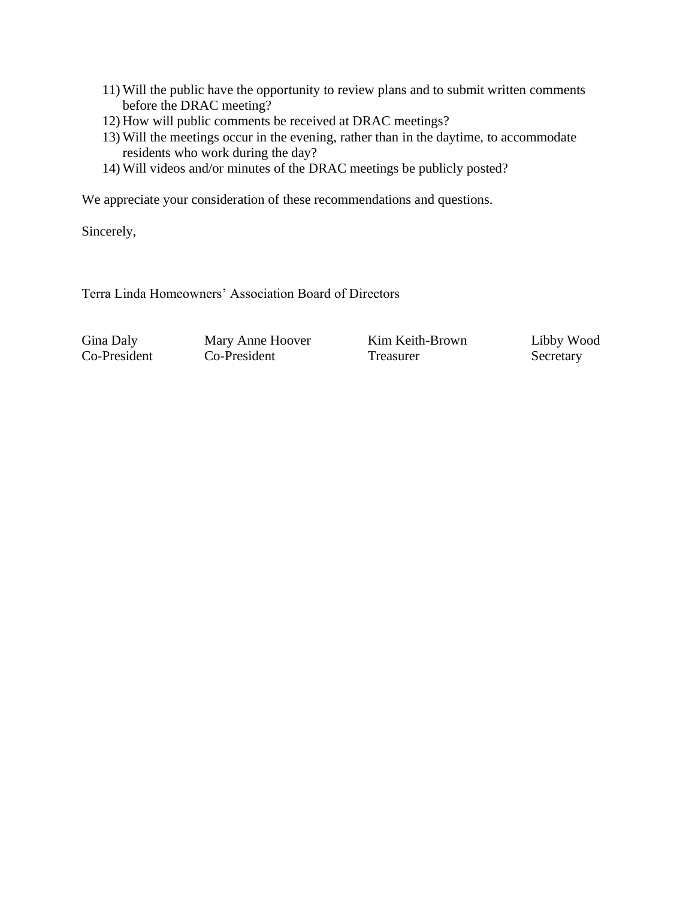11) Will the public have the opportunity to review plans and to submit written comments before the DRAC meeting?
12) How will public comments be received at DRAC meetings?
13) Will the meetings occur in the evening, rather than in the daytime, to accommodate residents who work during the day?
14) Will videos and/or minutes of the DRAC meetings be publicly posted?

We appreciate your consideration of these recommendations and questions.

Sincerely,

Terra Linda Homeowners' Association Board of Directors

| | | | |
|---|---|---|---|
| Gina Daly | Mary Anne Hoover | Kim Keith-Brown | Libby Wood |
| Co-President | Co-President | Treasurer | Secretary |